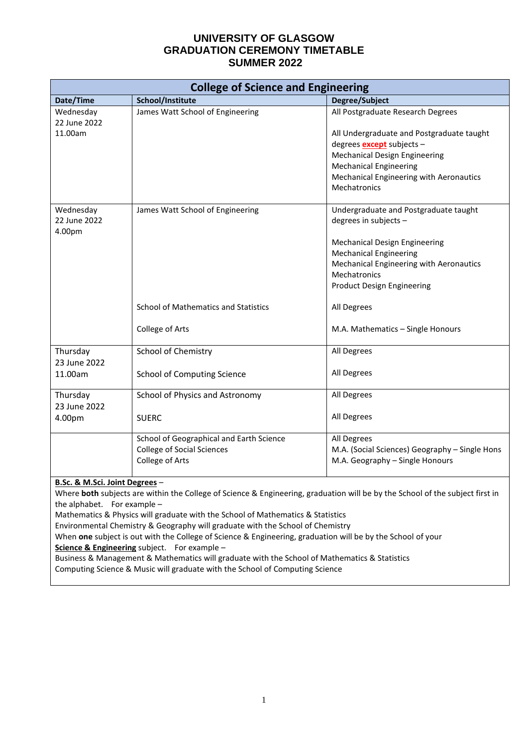# UNIVERSITY OF GLASGOW
# GRADUATION CEREMONY TIMETABLE
# SUMMER 2022

| College of Science and Engineering | | |
|---|---|---|
| **Date/Time** | **School/Institute** | **Degree/Subject** |
| Wednesday 22 June 2022 11.00am | James Watt School of Engineering | All Postgraduate Research Degrees<br><br>All Undergraduate and Postgraduate taught degrees **except** subjects –<br>Mechanical Design Engineering<br>Mechanical Engineering<br>Mechanical Engineering with Aeronautics<br>Mechatronics |
| Wednesday 22 June 2022 4.00pm | James Watt School of Engineering | Undergraduate and Postgraduate taught degrees in subjects –<br><br>Mechanical Design Engineering<br>Mechanical Engineering<br>Mechanical Engineering with Aeronautics<br>Mechatronics<br>Product Design Engineering |
| | School of Mathematics and Statistics | All Degrees |
| | College of Arts | M.A. Mathematics – Single Honours |
| Thursday 23 June 2022 11.00am | School of Chemistry | All Degrees |
| | School of Computing Science | All Degrees |
| Thursday 23 June 2022 4.00pm | School of Physics and Astronomy | All Degrees |
| | SUERC | All Degrees |
| | School of Geographical and Earth Science<br>College of Social Sciences<br>College of Arts | All Degrees<br>M.A. (Social Sciences) Geography – Single Hons<br>M.A. Geography – Single Honours |

**B.Sc. & M.Sci. Joint Degrees** –
Where **both** subjects are within the College of Science & Engineering, graduation will be by the School of the subject first in the alphabet. For example –
Mathematics & Physics will graduate with the School of Mathematics & Statistics
Environmental Chemistry & Geography will graduate with the School of Chemistry
When **one** subject is out with the College of Science & Engineering, graduation will be by the School of your **Science & Engineering** subject. For example –
Business & Management & Mathematics will graduate with the School of Mathematics & Statistics
Computing Science & Music will graduate with the School of Computing Science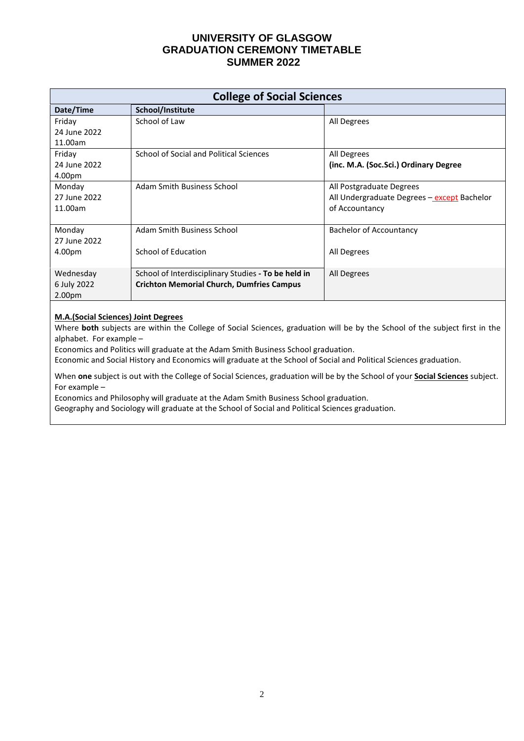# UNIVERSITY OF GLASGOW
# GRADUATION CEREMONY TIMETABLE
# SUMMER 2022

## College of Social Sciences

| Date/Time | School/Institute | |
|---|---|---|
| Friday<br>24 June 2022<br>11.00am | School of Law | All Degrees |
| Friday<br>24 June 2022<br>4.00pm | School of Social and Political Sciences | All Degrees<br>**(inc. M.A. (Soc.Sci.) Ordinary Degree** |
| Monday<br>27 June 2022<br>11.00am | Adam Smith Business School | All Postgraduate Degrees<br>All Undergraduate Degrees – except Bachelor of Accountancy |
| Monday<br>27 June 2022<br>4.00pm | Adam Smith Business School<br><br>School of Education | Bachelor of Accountancy<br><br>All Degrees |
| Wednesday<br>6 July 2022<br>2.00pm | School of Interdisciplinary Studies **- To be held in Crichton Memorial Church, Dumfries Campus** | All Degrees |

**M.A.(Social Sciences) Joint Degrees**

Where **both** subjects are within the College of Social Sciences, graduation will be by the School of the subject first in the alphabet. For example –

Economics and Politics will graduate at the Adam Smith Business School graduation.

Economic and Social History and Economics will graduate at the School of Social and Political Sciences graduation.

When **one** subject is out with the College of Social Sciences, graduation will be by the School of your **Social Sciences** subject. For example –

Economics and Philosophy will graduate at the Adam Smith Business School graduation.

Geography and Sociology will graduate at the School of Social and Political Sciences graduation.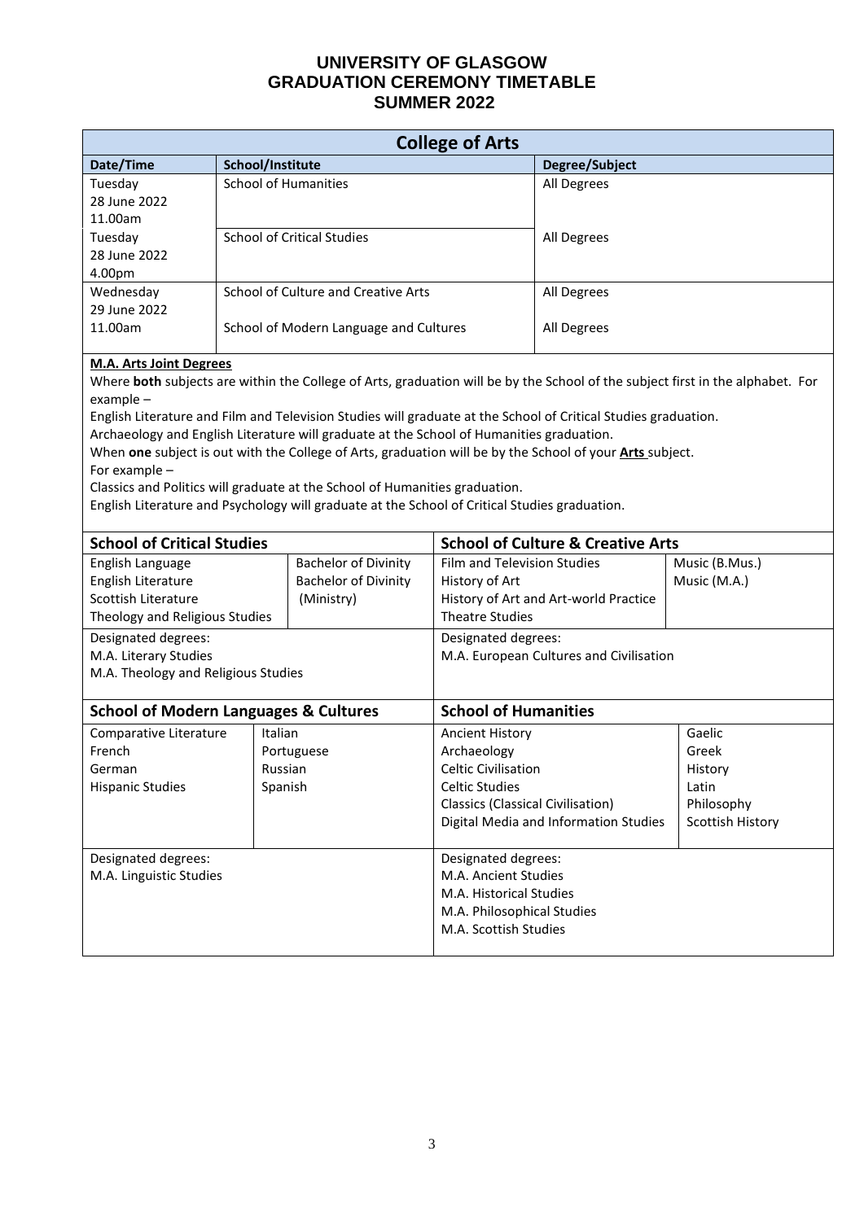# UNIVERSITY OF GLASGOW
# GRADUATION CEREMONY TIMETABLE
# SUMMER 2022

## College of Arts

| Date/Time | School/Institute | Degree/Subject |
|---|---|---|
| Tuesday 28 June 2022 11.00am | School of Humanities | All Degrees |
| Tuesday 28 June 2022 4.00pm | School of Critical Studies | All Degrees |
| Wednesday 29 June 2022 11.00am | School of Culture and Creative Arts | All Degrees |
| | School of Modern Language and Cultures | All Degrees |

**M.A. Arts Joint Degrees**

Where **both** subjects are within the College of Arts, graduation will be by the School of the subject first in the alphabet. For example –

English Literature and Film and Television Studies will graduate at the School of Critical Studies graduation.

Archaeology and English Literature will graduate at the School of Humanities graduation.

When **one** subject is out with the College of Arts, graduation will be by the School of your **Arts** subject.

For example –

Classics and Politics will graduate at the School of Humanities graduation.

English Literature and Psychology will graduate at the School of Critical Studies graduation.

### School of Critical Studies

| | |
|---|---|
| English Language | Bachelor of Divinity |
| English Literature | Bachelor of Divinity (Ministry) |
| Scottish Literature | |
| Theology and Religious Studies | |

Designated degrees:
M.A. Literary Studies
M.A. Theology and Religious Studies

### School of Culture & Creative Arts

| | |
|---|---|
| Film and Television Studies | Music (B.Mus.) |
| History of Art | Music (M.A.) |
| History of Art and Art-world Practice | |
| Theatre Studies | |

Designated degrees:
M.A. European Cultures and Civilisation

### School of Modern Languages & Cultures

| | |
|---|---|
| Comparative Literature | Italian |
| French | Portuguese |
| German | Russian |
| Hispanic Studies | Spanish |

Designated degrees:
M.A. Linguistic Studies

### School of Humanities

| | |
|---|---|
| Ancient History | Gaelic |
| Archaeology | Greek |
| Celtic Civilisation | History |
| Celtic Studies | Latin |
| Classics (Classical Civilisation) | Philosophy |
| Digital Media and Information Studies | Scottish History |

Designated degrees:
M.A. Ancient Studies
M.A. Historical Studies
M.A. Philosophical Studies
M.A. Scottish Studies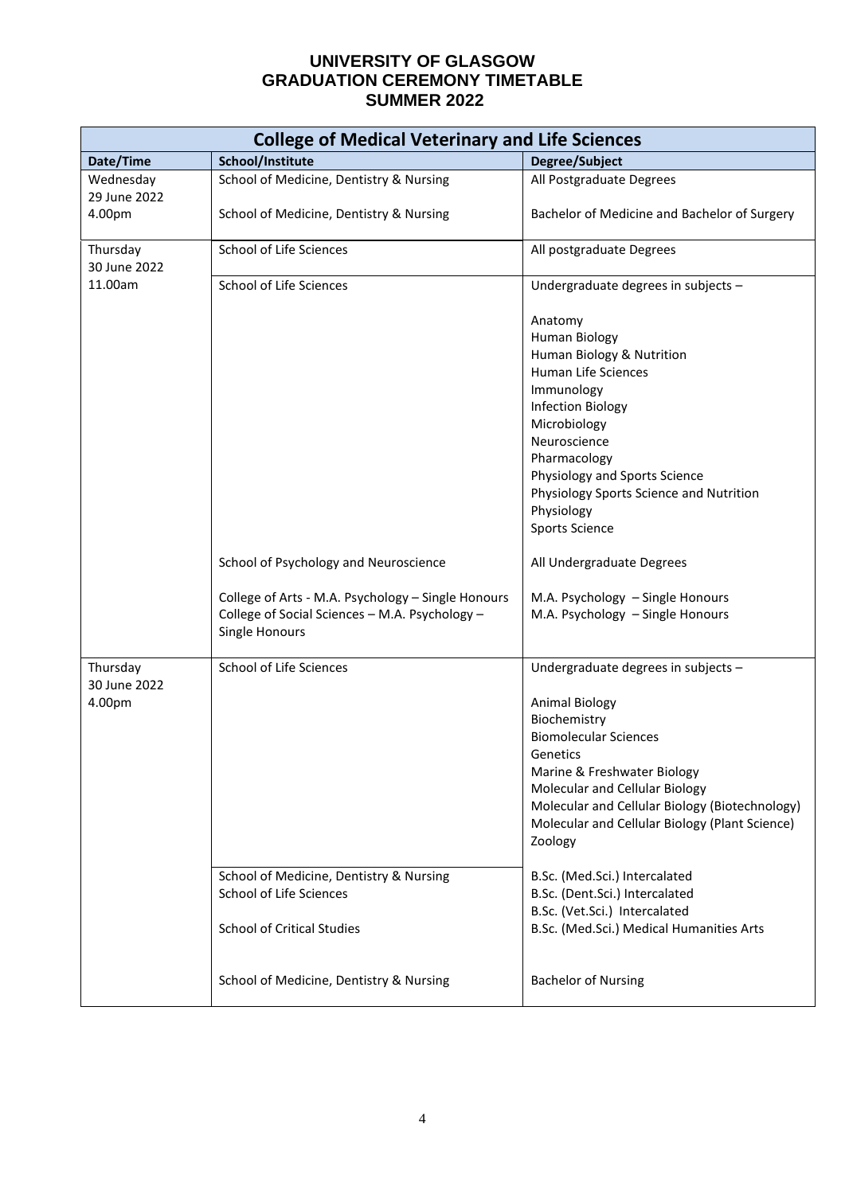# UNIVERSITY OF GLASGOW
# GRADUATION CEREMONY TIMETABLE
# SUMMER 2022

| College of Medical Veterinary and Life Sciences | | |
|---|---|---|
| **Date/Time** | **School/Institute** | **Degree/Subject** |
| Wednesday 29 June 2022 4.00pm | School of Medicine, Dentistry & Nursing | All Postgraduate Degrees |
| | School of Medicine, Dentistry & Nursing | Bachelor of Medicine and Bachelor of Surgery |
| Thursday 30 June 2022 11.00am | School of Life Sciences | All postgraduate Degrees |
| | School of Life Sciences | Undergraduate degrees in subjects – <br><br> Anatomy <br> Human Biology <br> Human Biology & Nutrition <br> Human Life Sciences <br> Immunology <br> Infection Biology <br> Microbiology <br> Neuroscience <br> Pharmacology <br> Physiology and Sports Science <br> Physiology Sports Science and Nutrition <br> Physiology <br> Sports Science |
| | School of Psychology and Neuroscience | All Undergraduate Degrees |
| | College of Arts - M.A. Psychology – Single Honours <br> College of Social Sciences – M.A. Psychology – Single Honours | M.A. Psychology – Single Honours <br> M.A. Psychology – Single Honours |
| Thursday 30 June 2022 4.00pm | School of Life Sciences | Undergraduate degrees in subjects – <br><br> Animal Biology <br> Biochemistry <br> Biomolecular Sciences <br> Genetics <br> Marine & Freshwater Biology <br> Molecular and Cellular Biology <br> Molecular and Cellular Biology (Biotechnology) <br> Molecular and Cellular Biology (Plant Science) <br> Zoology |
| | School of Medicine, Dentistry & Nursing <br> School of Life Sciences <br><br> School of Critical Studies | B.Sc. (Med.Sci.) Intercalated <br> B.Sc. (Dent.Sci.) Intercalated <br> B.Sc. (Vet.Sci.) Intercalated <br> B.Sc. (Med.Sci.) Medical Humanities Arts |
| | School of Medicine, Dentistry & Nursing | Bachelor of Nursing |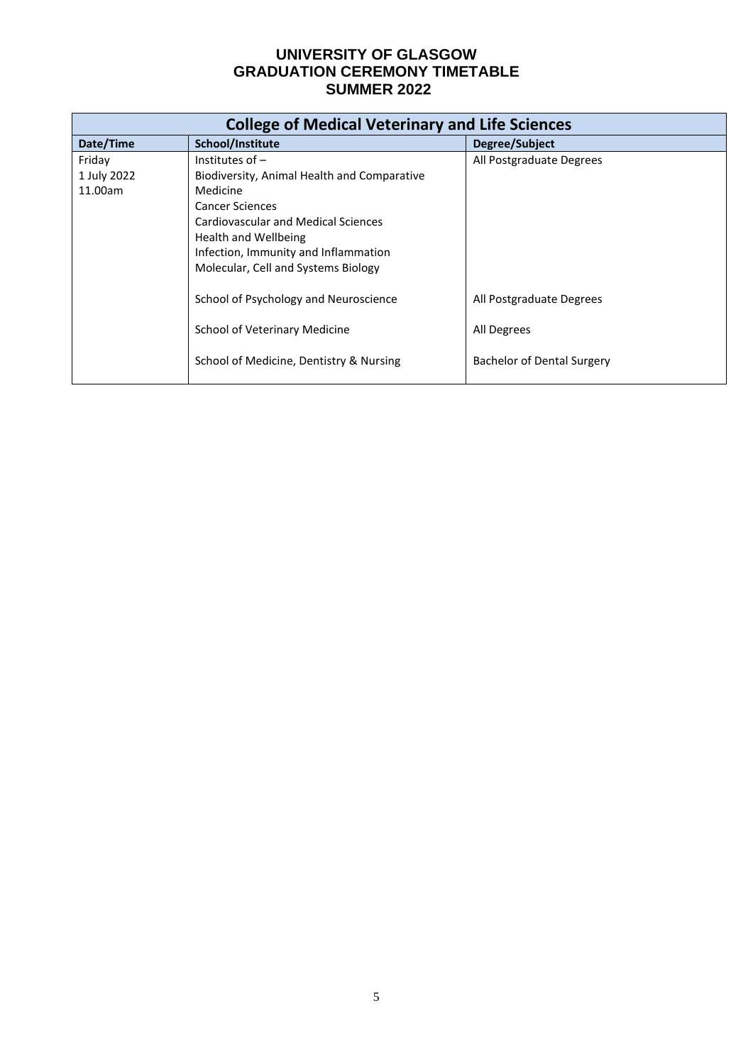# UNIVERSITY OF GLASGOW
# GRADUATION CEREMONY TIMETABLE
# SUMMER 2022

| College of Medical Veterinary and Life Sciences | | |
|---|---|---|
| **Date/Time** | **School/Institute** | **Degree/Subject** |
| Friday<br>1 July 2022<br>11.00am | Institutes of –<br>Biodiversity, Animal Health and Comparative Medicine<br>Cancer Sciences<br>Cardiovascular and Medical Sciences<br>Health and Wellbeing<br>Infection, Immunity and Inflammation<br>Molecular, Cell and Systems Biology | All Postgraduate Degrees |
| | School of Psychology and Neuroscience | All Postgraduate Degrees |
| | School of Veterinary Medicine | All Degrees |
| | School of Medicine, Dentistry & Nursing | Bachelor of Dental Surgery |